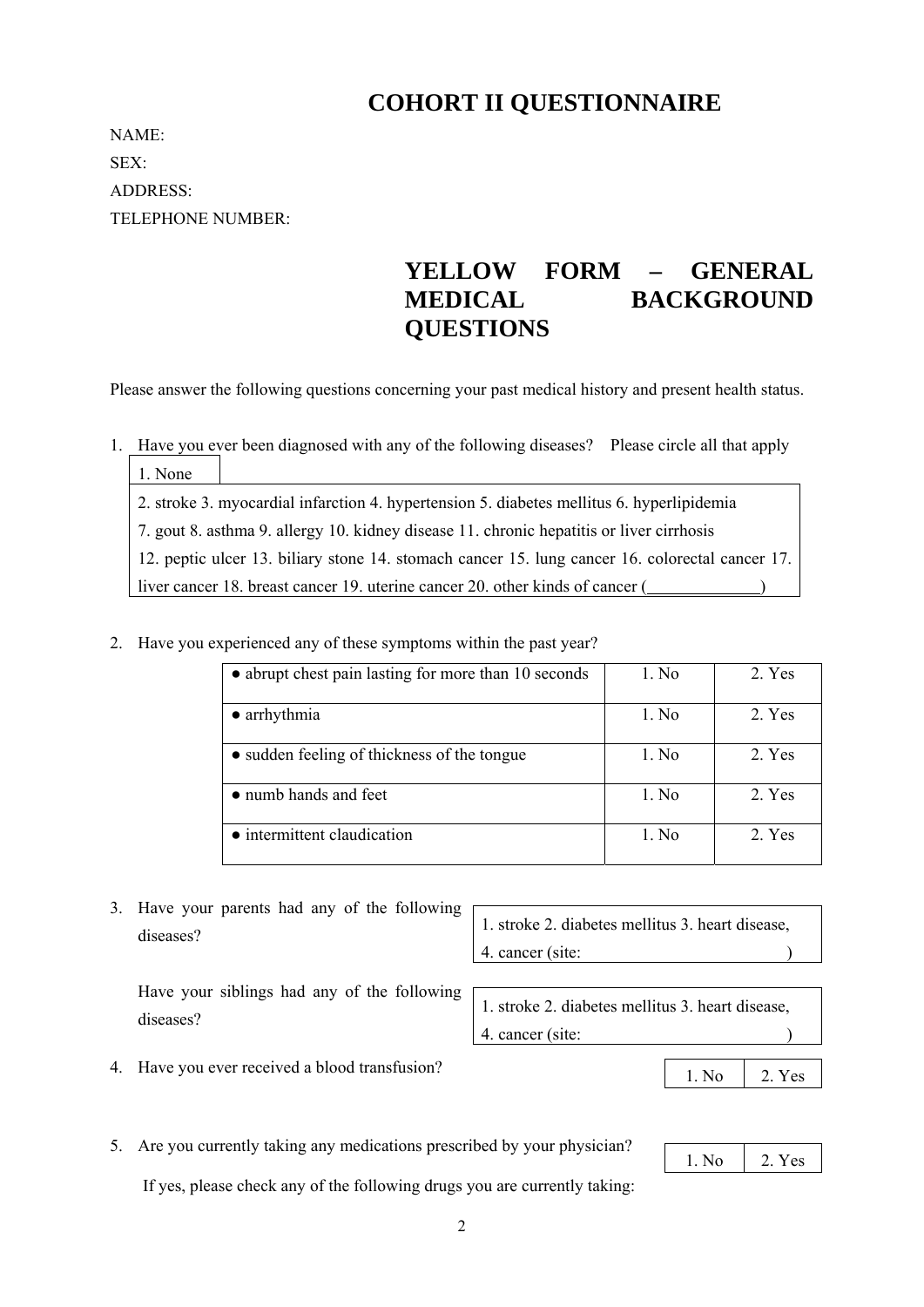# COHORT II QUESTIONNAIRE

NAME:

SEX:

ADDRESS:

TELEPHONE NUMBER:

## YELLOW FORM – GENERAL MEDICAL BACKGROUND QUESTIONS

Please answer the following questions concerning your past medical history and present health status.

1. Have you ever been diagnosed with any of the following diseases? Please circle all that apply

| 1. None |
|---|
| 2. stroke 3. myocardial infarction 4. hypertension 5. diabetes mellitus 6. hyperlipidemia<br>7. gout 8. asthma 9. allergy 10. kidney disease 11. chronic hepatitis or liver cirrhosis<br>12. peptic ulcer 13. biliary stone 14. stomach cancer 15. lung cancer 16. colorectal cancer 17. liver cancer 18. breast cancer 19. uterine cancer 20. other kinds of cancer (______________) |

2. Have you experienced any of these symptoms within the past year?

| | | |
|---|---|---|
| ● abrupt chest pain lasting for more than 10 seconds | 1. No | 2. Yes |
| ● arrhythmia | 1. No | 2. Yes |
| ● sudden feeling of thickness of the tongue | 1. No | 2. Yes |
| ● numb hands and feet | 1. No | 2. Yes |
| ● intermittent claudication | 1. No | 2. Yes |

3. Have your parents had any of the following diseases?

| 1. stroke 2. diabetes mellitus 3. heart disease,<br>4. cancer (site: ) |
|---|

   Have your siblings had any of the following diseases?

| 1. stroke 2. diabetes mellitus 3. heart disease,<br>4. cancer (site: ) |
|---|

4. Have you ever received a blood transfusion?

| 1. No | 2. Yes |
|---|---|

5. Are you currently taking any medications prescribed by your physician?

| 1. No | 2. Yes |
|---|---|

   If yes, please check any of the following drugs you are currently taking: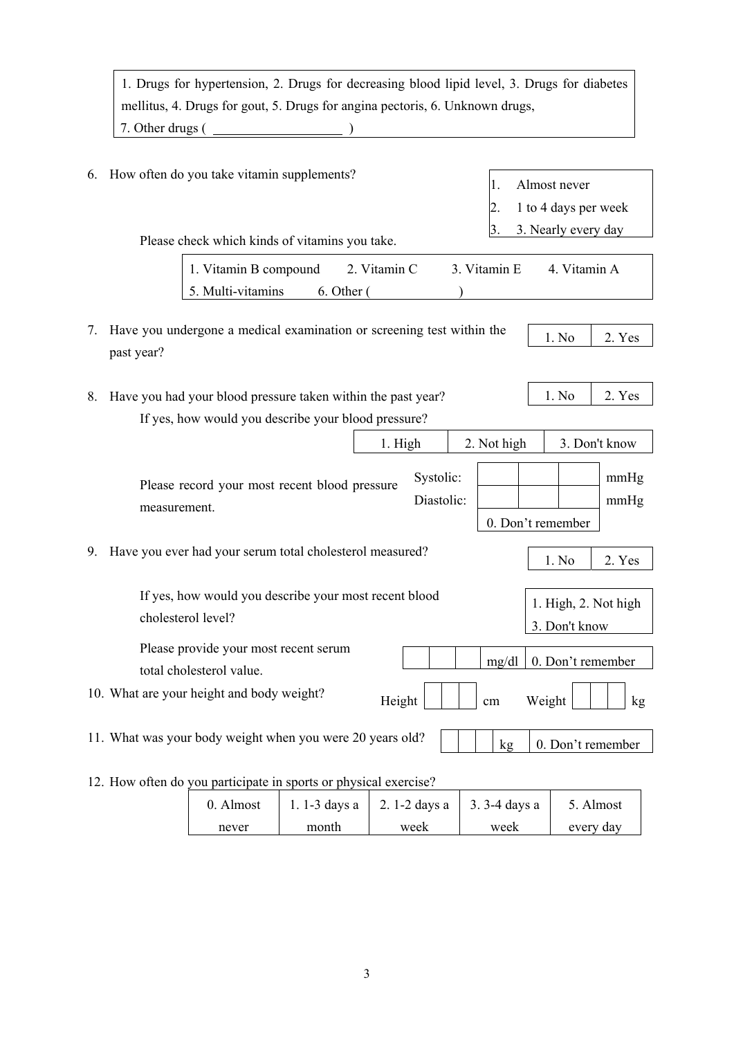| 1. Drugs for hypertension, 2. Drugs for decreasing blood lipid level, 3. Drugs for diabetes mellitus, 4. Drugs for gout, 5. Drugs for angina pectoris, 6. Unknown drugs, 7. Other drugs ( ___________________ ) |
|---|

6. How often do you take vitamin supplements?

| 1. Almost never |
|---|
| 2. 1 to 4 days per week |
| 3. 3. Nearly every day |

Please check which kinds of vitamins you take.

| 1. Vitamin B compound | 2. Vitamin C | 3. Vitamin E | 4. Vitamin A |
|---|---|---|---|
| 5. Multi-vitamins | 6. Other ( ) | | |

7. Have you undergone a medical examination or screening test within the past year?

| 1. No | 2. Yes |
|---|---|

8. Have you had your blood pressure taken within the past year?

| 1. No | 2. Yes |
|---|---|

If yes, how would you describe your blood pressure?

| 1. High | 2. Not high | 3. Don't know |
|---|---|---|

Please record your most recent blood pressure measurement.

| | | | | |
|---|---|---|---|---|
| Systolic: | | | | mmHg |
| Diastolic: | | | | mmHg |
| | 0. Don't remember | | | |

9. Have you ever had your serum total cholesterol measured?

| 1. No | 2. Yes |
|---|---|

If yes, how would you describe your most recent blood cholesterol level?

| 1. High, 2. Not high |
|---|
| 3. Don't know |

Please provide your most recent serum total cholesterol value.

| | | | mg/dl | 0. Don't remember |
|---|---|---|---|---|

10. What are your height and body weight?

| Height | | | | cm | Weight | | | | kg |
|---|---|---|---|---|---|---|---|---|---|

11. What was your body weight when you were 20 years old?

| | | | kg | 0. Don't remember |
|---|---|---|---|---|

12. How often do you participate in sports or physical exercise?

| 0. Almost never | 1. 1-3 days a month | 2. 1-2 days a week | 3. 3-4 days a week | 5. Almost every day |
|---|---|---|---|---|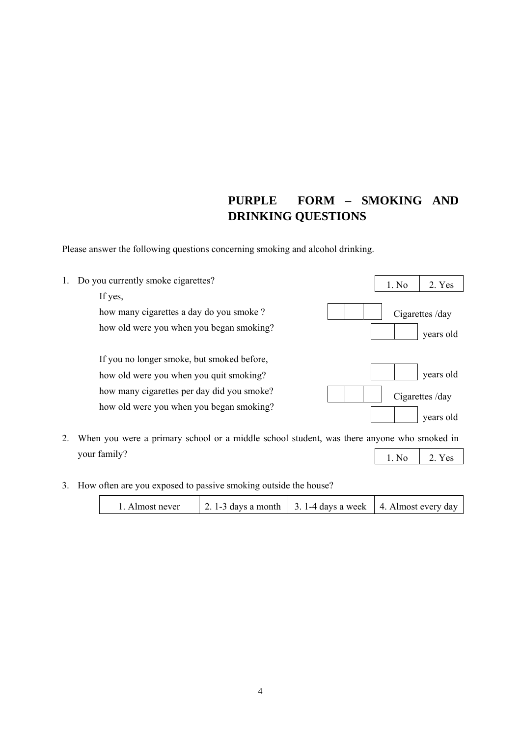## PURPLE FORM – SMOKING AND DRINKING QUESTIONS

Please answer the following questions concerning smoking and alcohol drinking.

1. Do you currently smoke cigarettes?

| 1. No | 2. Yes |
|---|---|

If yes,

how many cigarettes a day do you smoke ? | | | | Cigarettes /day

how old were you when you began smoking? | | | years old

If you no longer smoke, but smoked before,

how old were you when you quit smoking? | | | years old

how many cigarettes per day did you smoke? | | | | Cigarettes /day

how old were you when you began smoking? | | | years old

2. When you were a primary school or a middle school student, was there anyone who smoked in your family?

| 1. No | 2. Yes |
|---|---|

3. How often are you exposed to passive smoking outside the house?

| 1. Almost never | 2. 1-3 days a month | 3. 1-4 days a week | 4. Almost every day |
|---|---|---|---|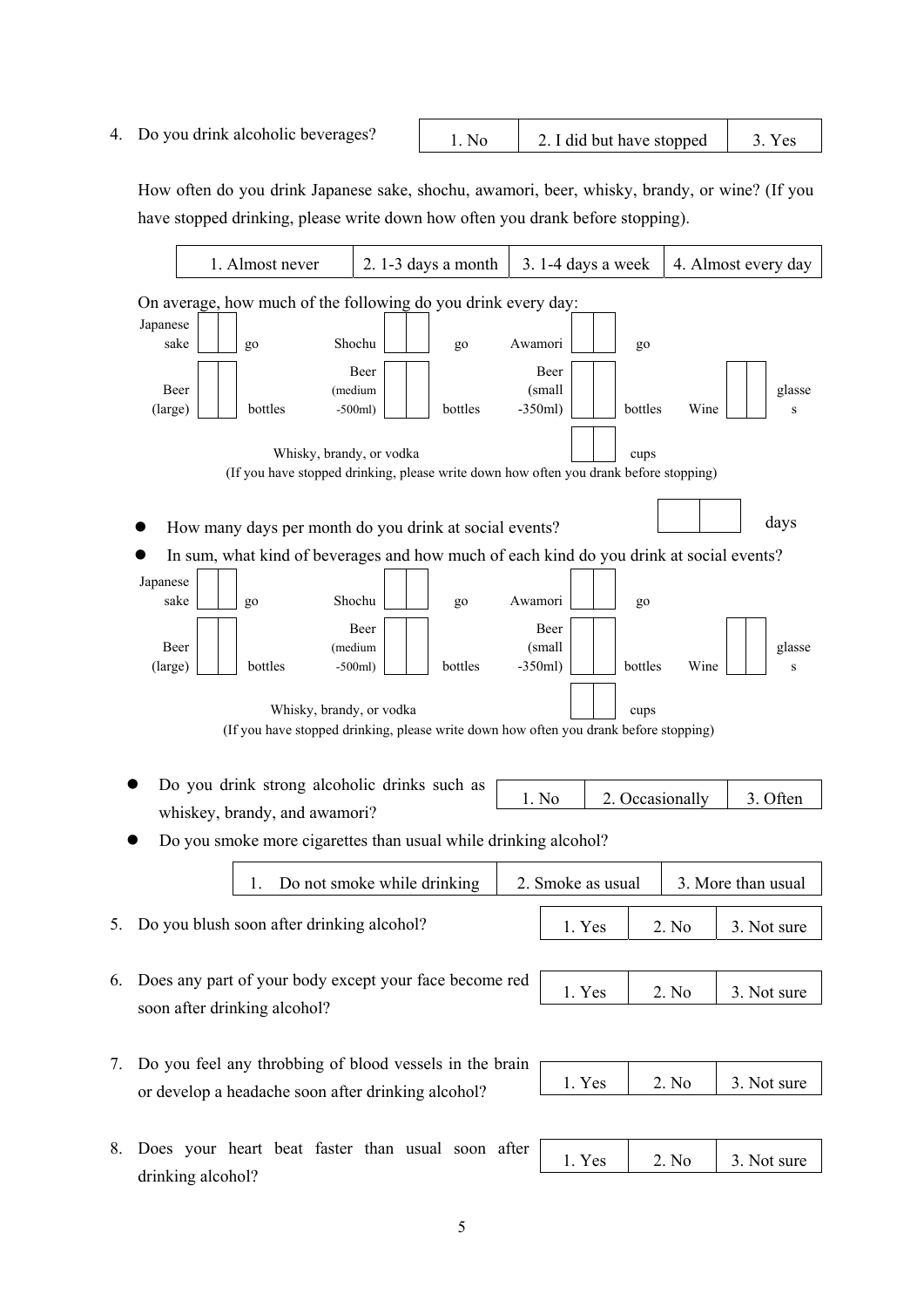4. Do you drink alcoholic beverages?

| 1. No | 2. I did but have stopped | 3. Yes |
|---|---|---|

How often do you drink Japanese sake, shochu, awamori, beer, whisky, brandy, or wine? (If you have stopped drinking, please write down how often you drank before stopping).

| 1. Almost never | 2. 1-3 days a month | 3. 1-4 days a week | 4. Almost every day |
|---|---|---|---|

On average, how much of the following do you drink every day:

Japanese sake ☐☐ go   Shochu ☐☐ go   Awamori ☐☐ go

Beer (large) ☐☐ bottles   Beer (medium -500ml) ☐☐ bottles   Beer (small -350ml) ☐☐ bottles   Wine ☐☐ glasses

Whisky, brandy, or vodka ☐☐ cups

(If you have stopped drinking, please write down how often you drank before stopping)

- How many days per month do you drink at social events? ☐☐ days
- In sum, what kind of beverages and how much of each kind do you drink at social events?

Japanese sake ☐☐ go   Shochu ☐☐ go   Awamori ☐☐ go

Beer (large) ☐☐ bottles   Beer (medium -500ml) ☐☐ bottles   Beer (small -350ml) ☐☐ bottles   Wine ☐☐ glasses

Whisky, brandy, or vodka ☐☐ cups

(If you have stopped drinking, please write down how often you drank before stopping)

- Do you drink strong alcoholic drinks such as whiskey, brandy, and awamori?

| 1. No | 2. Occasionally | 3. Often |
|---|---|---|

- Do you smoke more cigarettes than usual while drinking alcohol?

| 1. Do not smoke while drinking | 2. Smoke as usual | 3. More than usual |
|---|---|---|

5. Do you blush soon after drinking alcohol?

| 1. Yes | 2. No | 3. Not sure |
|---|---|---|

6. Does any part of your body except your face become red soon after drinking alcohol?

| 1. Yes | 2. No | 3. Not sure |
|---|---|---|

7. Do you feel any throbbing of blood vessels in the brain or develop a headache soon after drinking alcohol?

| 1. Yes | 2. No | 3. Not sure |
|---|---|---|

8. Does your heart beat faster than usual soon after drinking alcohol?

| 1. Yes | 2. No | 3. Not sure |
|---|---|---|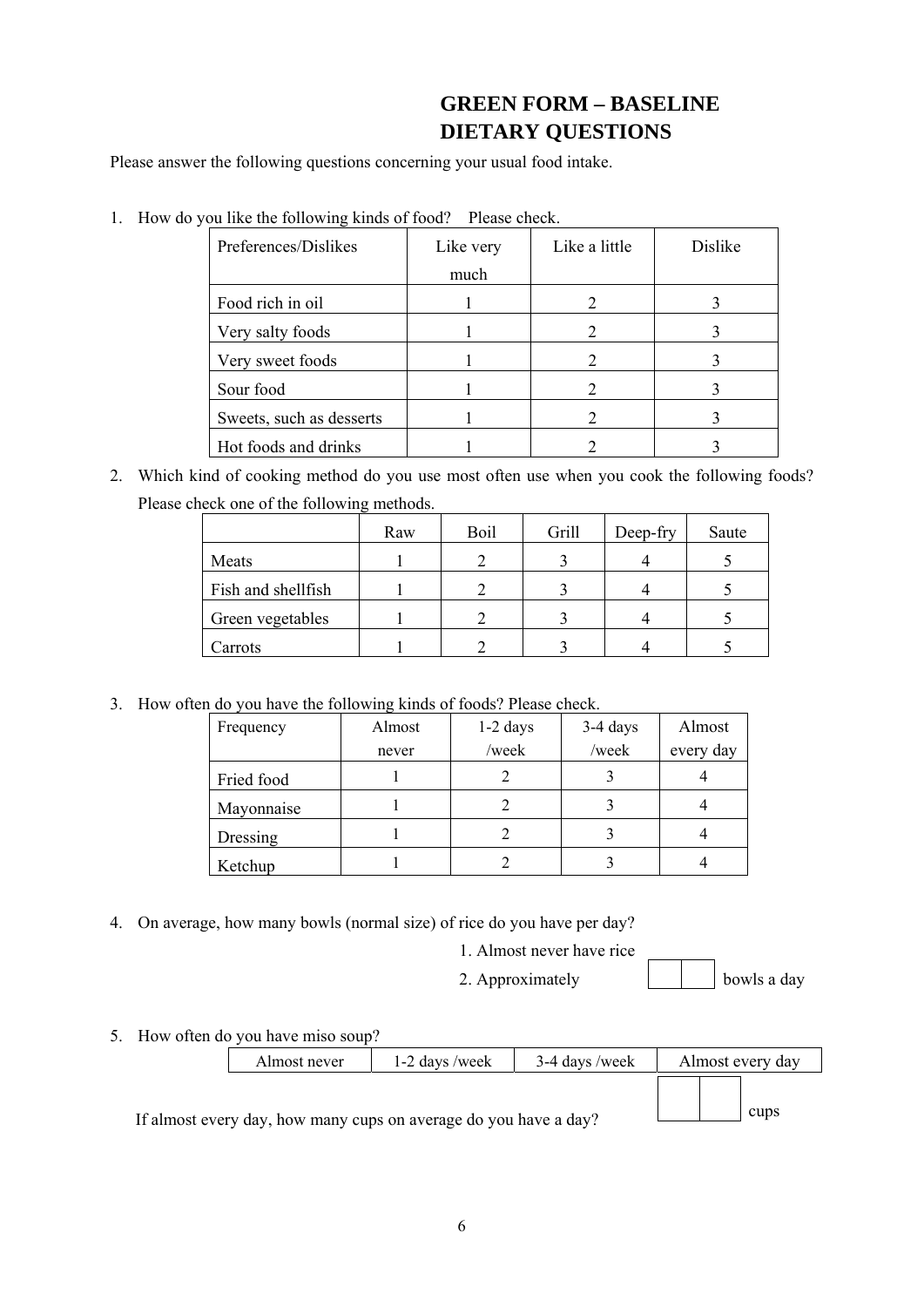# GREEN FORM – BASELINE DIETARY QUESTIONS

Please answer the following questions concerning your usual food intake.

1. How do you like the following kinds of food? Please check.

| Preferences/Dislikes | Like very much | Like a little | Dislike |
|---|---|---|---|
| Food rich in oil | 1 | 2 | 3 |
| Very salty foods | 1 | 2 | 3 |
| Very sweet foods | 1 | 2 | 3 |
| Sour food | 1 | 2 | 3 |
| Sweets, such as desserts | 1 | 2 | 3 |
| Hot foods and drinks | 1 | 2 | 3 |

2. Which kind of cooking method do you use most often use when you cook the following foods? Please check one of the following methods.

| | Raw | Boil | Grill | Deep-fry | Saute |
|---|---|---|---|---|---|
| Meats | 1 | 2 | 3 | 4 | 5 |
| Fish and shellfish | 1 | 2 | 3 | 4 | 5 |
| Green vegetables | 1 | 2 | 3 | 4 | 5 |
| Carrots | 1 | 2 | 3 | 4 | 5 |

3. How often do you have the following kinds of foods? Please check.

| Frequency | Almost never | 1-2 days /week | 3-4 days /week | Almost every day |
|---|---|---|---|---|
| Fried food | 1 | 2 | 3 | 4 |
| Mayonnaise | 1 | 2 | 3 | 4 |
| Dressing | 1 | 2 | 3 | 4 |
| Ketchup | 1 | 2 | 3 | 4 |

4. On average, how many bowls (normal size) of rice do you have per day?

   1. Almost never have rice
   2. Approximately [ | ] bowls a day

5. How often do you have miso soup?

| Almost never | 1-2 days /week | 3-4 days /week | Almost every day |
|---|---|---|---|

If almost every day, how many cups on average do you have a day? [ | ] cups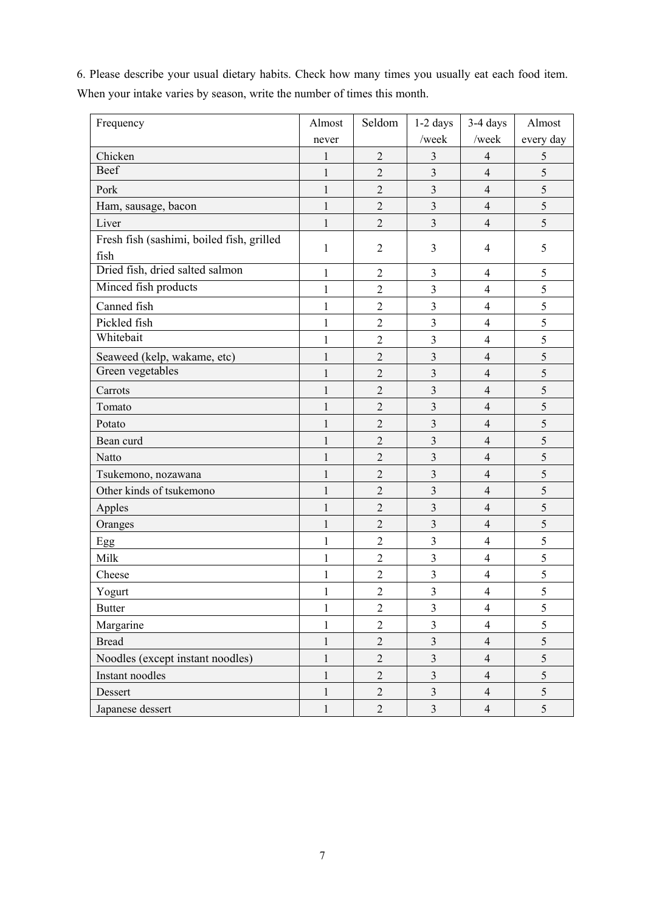6. Please describe your usual dietary habits. Check how many times you usually eat each food item. When your intake varies by season, write the number of times this month.

| Frequency | Almost never | Seldom | 1-2 days /week | 3-4 days /week | Almost every day |
|---|---|---|---|---|---|
| Chicken | 1 | 2 | 3 | 4 | 5 |
| Beef | 1 | 2 | 3 | 4 | 5 |
| Pork | 1 | 2 | 3 | 4 | 5 |
| Ham, sausage, bacon | 1 | 2 | 3 | 4 | 5 |
| Liver | 1 | 2 | 3 | 4 | 5 |
| Fresh fish (sashimi, boiled fish, grilled fish | 1 | 2 | 3 | 4 | 5 |
| Dried fish, dried salted salmon | 1 | 2 | 3 | 4 | 5 |
| Minced fish products | 1 | 2 | 3 | 4 | 5 |
| Canned fish | 1 | 2 | 3 | 4 | 5 |
| Pickled fish | 1 | 2 | 3 | 4 | 5 |
| Whitebait | 1 | 2 | 3 | 4 | 5 |
| Seaweed (kelp, wakame, etc) | 1 | 2 | 3 | 4 | 5 |
| Green vegetables | 1 | 2 | 3 | 4 | 5 |
| Carrots | 1 | 2 | 3 | 4 | 5 |
| Tomato | 1 | 2 | 3 | 4 | 5 |
| Potato | 1 | 2 | 3 | 4 | 5 |
| Bean curd | 1 | 2 | 3 | 4 | 5 |
| Natto | 1 | 2 | 3 | 4 | 5 |
| Tsukemono, nozawana | 1 | 2 | 3 | 4 | 5 |
| Other kinds of tsukemono | 1 | 2 | 3 | 4 | 5 |
| Apples | 1 | 2 | 3 | 4 | 5 |
| Oranges | 1 | 2 | 3 | 4 | 5 |
| Egg | 1 | 2 | 3 | 4 | 5 |
| Milk | 1 | 2 | 3 | 4 | 5 |
| Cheese | 1 | 2 | 3 | 4 | 5 |
| Yogurt | 1 | 2 | 3 | 4 | 5 |
| Butter | 1 | 2 | 3 | 4 | 5 |
| Margarine | 1 | 2 | 3 | 4 | 5 |
| Bread | 1 | 2 | 3 | 4 | 5 |
| Noodles (except instant noodles) | 1 | 2 | 3 | 4 | 5 |
| Instant noodles | 1 | 2 | 3 | 4 | 5 |
| Dessert | 1 | 2 | 3 | 4 | 5 |
| Japanese dessert | 1 | 2 | 3 | 4 | 5 |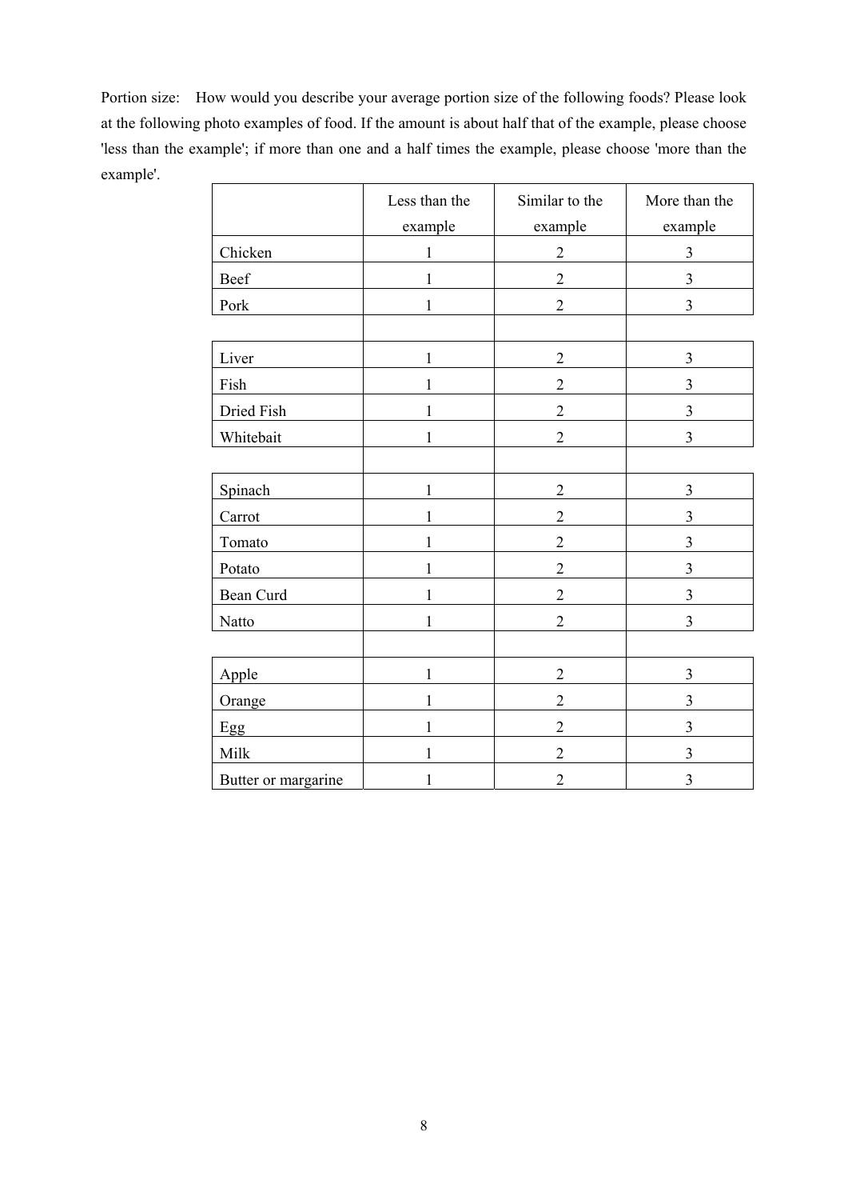Portion size: How would you describe your average portion size of the following foods? Please look at the following photo examples of food. If the amount is about half that of the example, please choose 'less than the example'; if more than one and a half times the example, please choose 'more than the example'.

| | Less than the example | Similar to the example | More than the example |
|---|---|---|---|
| Chicken | 1 | 2 | 3 |
| Beef | 1 | 2 | 3 |
| Pork | 1 | 2 | 3 |
| | | | |
| Liver | 1 | 2 | 3 |
| Fish | 1 | 2 | 3 |
| Dried Fish | 1 | 2 | 3 |
| Whitebait | 1 | 2 | 3 |
| | | | |
| Spinach | 1 | 2 | 3 |
| Carrot | 1 | 2 | 3 |
| Tomato | 1 | 2 | 3 |
| Potato | 1 | 2 | 3 |
| Bean Curd | 1 | 2 | 3 |
| Natto | 1 | 2 | 3 |
| | | | |
| Apple | 1 | 2 | 3 |
| Orange | 1 | 2 | 3 |
| Egg | 1 | 2 | 3 |
| Milk | 1 | 2 | 3 |
| Butter or margarine | 1 | 2 | 3 |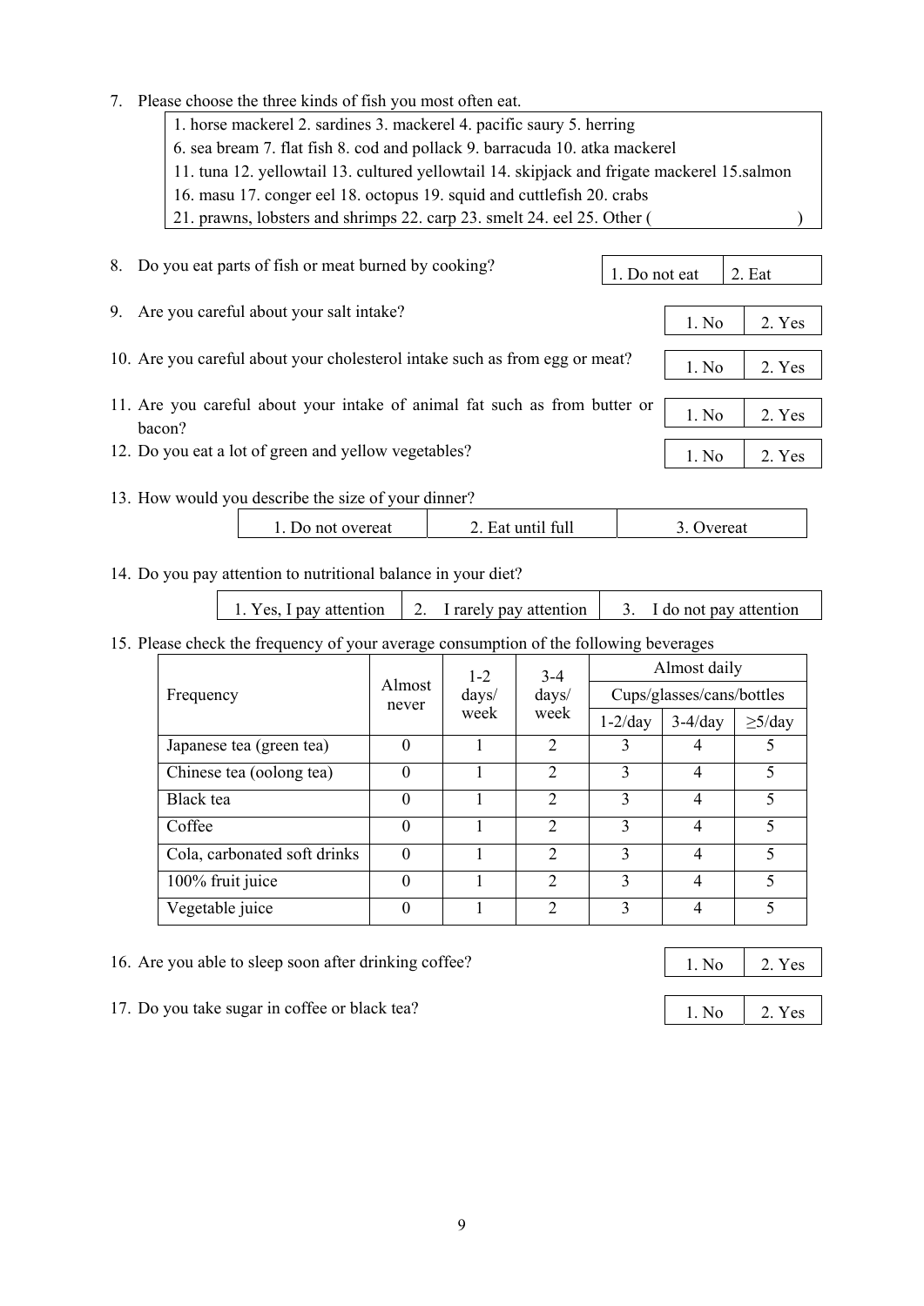7. Please choose the three kinds of fish you most often eat.

| 1. horse mackerel 2. sardines 3. mackerel 4. pacific saury 5. herring<br>6. sea bream 7. flat fish 8. cod and pollack 9. barracuda 10. atka mackerel<br>11. tuna 12. yellowtail 13. cultured yellowtail 14. skipjack and frigate mackerel 15.salmon<br>16. masu 17. conger eel 18. octopus 19. squid and cuttlefish 20. crabs<br>21. prawns, lobsters and shrimps 22. carp 23. smelt 24. eel 25. Other ( ) |
|---|

8. Do you eat parts of fish or meat burned by cooking?

| 1. Do not eat | 2. Eat |
|---|---|

9. Are you careful about your salt intake?

| 1. No | 2. Yes |
|---|---|

10. Are you careful about your cholesterol intake such as from egg or meat?

| 1. No | 2. Yes |
|---|---|

11. Are you careful about your intake of animal fat such as from butter or bacon?

| 1. No | 2. Yes |
|---|---|

12. Do you eat a lot of green and yellow vegetables?

| 1. No | 2. Yes |
|---|---|

13. How would you describe the size of your dinner?

| 1. Do not overeat | 2. Eat until full | 3. Overeat |
|---|---|---|

14. Do you pay attention to nutritional balance in your diet?

| 1. Yes, I pay attention | 2. I rarely pay attention | 3. I do not pay attention |
|---|---|---|

15. Please check the frequency of your average consumption of the following beverages

| Frequency | Almost never | 1-2 days/ week | 3-4 days/ week | Almost daily | | |
|---|---|---|---|---|---|---|
| | | | | Cups/glasses/cans/bottles | | |
| | | | | 1-2/day | 3-4/day | ≥5/day |
| Japanese tea (green tea) | 0 | 1 | 2 | 3 | 4 | 5 |
| Chinese tea (oolong tea) | 0 | 1 | 2 | 3 | 4 | 5 |
| Black tea | 0 | 1 | 2 | 3 | 4 | 5 |
| Coffee | 0 | 1 | 2 | 3 | 4 | 5 |
| Cola, carbonated soft drinks | 0 | 1 | 2 | 3 | 4 | 5 |
| 100% fruit juice | 0 | 1 | 2 | 3 | 4 | 5 |
| Vegetable juice | 0 | 1 | 2 | 3 | 4 | 5 |

16. Are you able to sleep soon after drinking coffee?

| 1. No | 2. Yes |
|---|---|

17. Do you take sugar in coffee or black tea?

| 1. No | 2. Yes |
|---|---|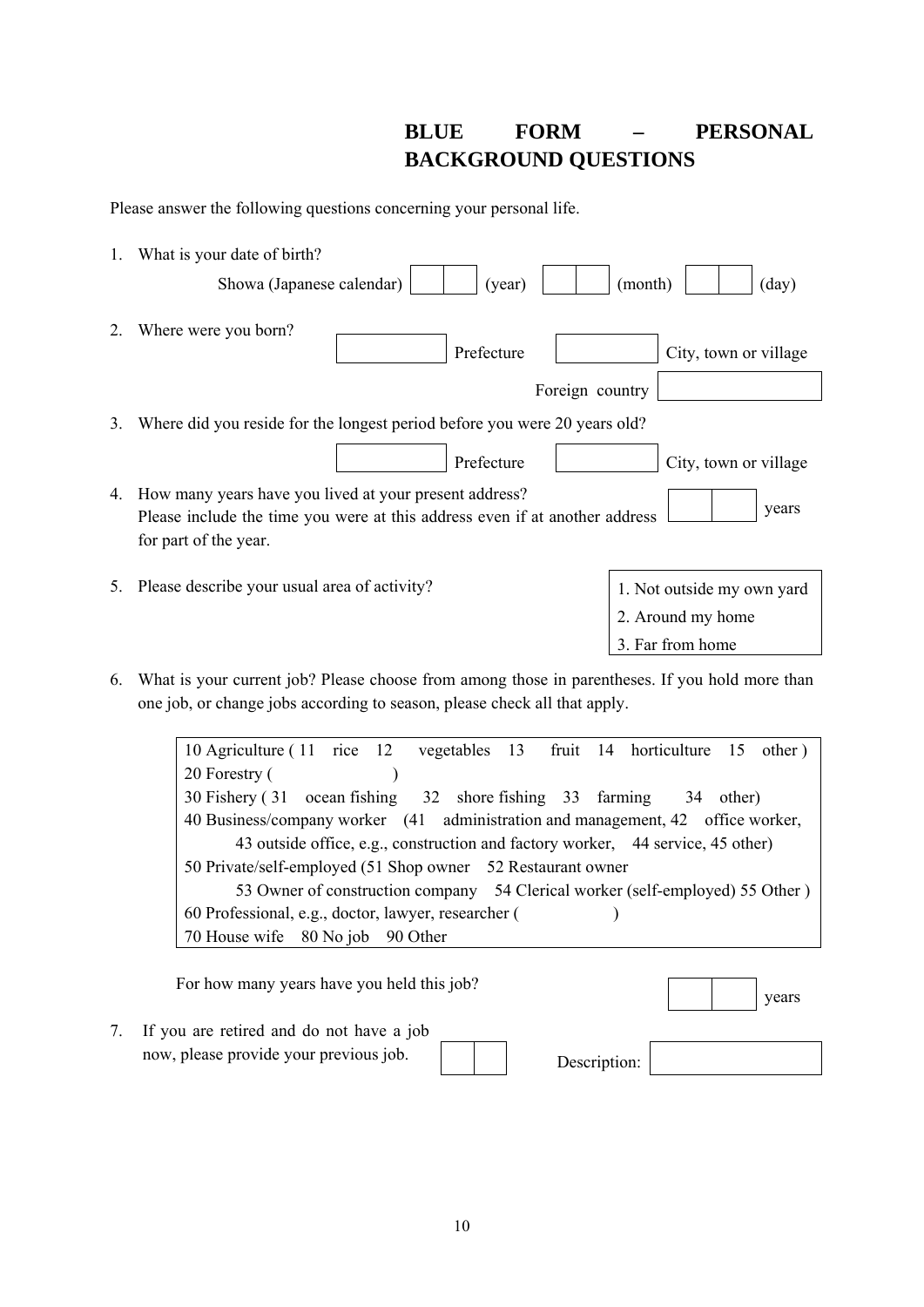# BLUE FORM – PERSONAL BACKGROUND QUESTIONS

Please answer the following questions concerning your personal life.

1. What is your date of birth?

   Showa (Japanese calendar) [ | ] (year) [ | ] (month) [ | ] (day)

2. Where were you born?

   [ ] Prefecture [ ] City, town or village

   Foreign country [ ]

3. Where did you reside for the longest period before you were 20 years old?

   [ ] Prefecture [ ] City, town or village

4. How many years have you lived at your present address? Please include the time you were at this address even if at another address for part of the year.

   [ | ] years

5. Please describe your usual area of activity?

   1. Not outside my own yard
   2. Around my home
   3. Far from home

6. What is your current job? Please choose from among those in parentheses. If you hold more than one job, or change jobs according to season, please check all that apply.

   10 Agriculture ( 11 rice 12 vegetables 13 fruit 14 horticulture 15 other )
   20 Forestry ( )
   30 Fishery ( 31 ocean fishing 32 shore fishing 33 farming 34 other)
   40 Business/company worker (41 administration and management, 42 office worker,
   43 outside office, e.g., construction and factory worker, 44 service, 45 other)
   50 Private/self-employed (51 Shop owner 52 Restaurant owner
   53 Owner of construction company 54 Clerical worker (self-employed) 55 Other )
   60 Professional, e.g., doctor, lawyer, researcher ( )
   70 House wife 80 No job 90 Other

   For how many years have you held this job? [ | ] years

7. If you are retired and do not have a job now, please provide your previous job. [ | ] Description: [ ]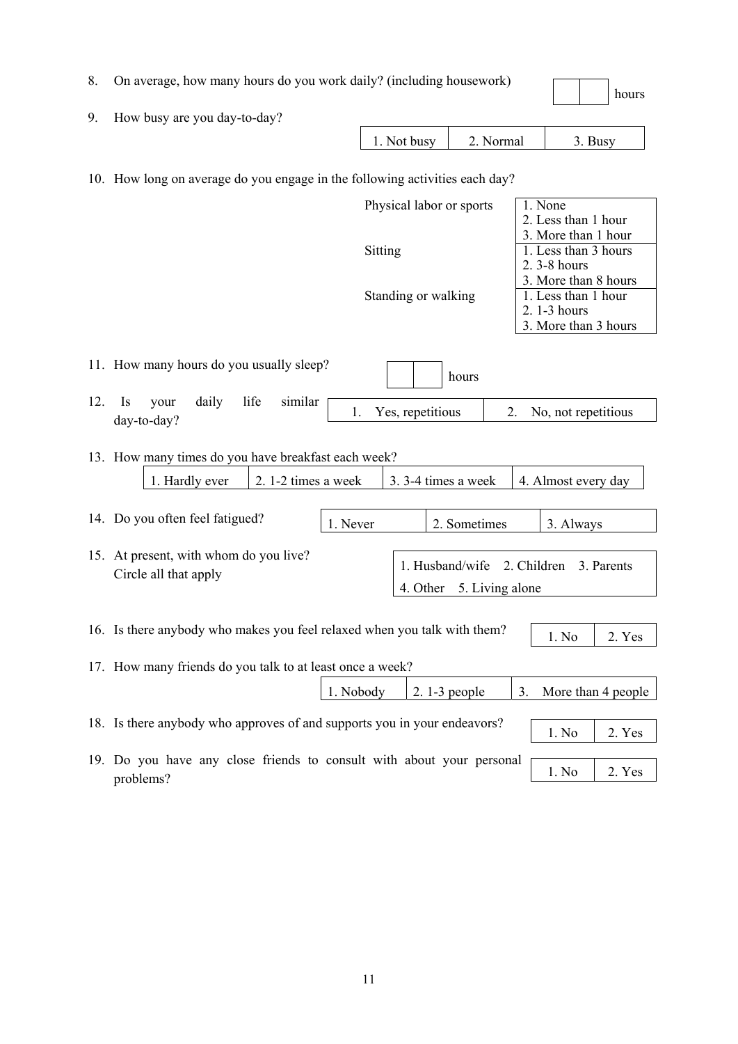8. On average, how many hours do you work daily? (including housework) [ ][ ] hours

9. How busy are you day-to-day?

| 1. Not busy | 2. Normal | 3. Busy |
|---|---|---|

10. How long on average do you engage in the following activities each day?

| Activity | Options |
|---|---|
| Physical labor or sports | 1. None<br>2. Less than 1 hour<br>3. More than 1 hour |
| Sitting | 1. Less than 3 hours<br>2. 3-8 hours<br>3. More than 8 hours |
| Standing or walking | 1. Less than 1 hour<br>2. 1-3 hours<br>3. More than 3 hours |

11. How many hours do you usually sleep? [ ][ ] hours

12. Is your daily life similar day-to-day?

| 1. Yes, repetitious | 2. No, not repetitious |
|---|---|

13. How many times do you have breakfast each week?

| 1. Hardly ever | 2. 1-2 times a week | 3. 3-4 times a week | 4. Almost every day |
|---|---|---|---|

14. Do you often feel fatigued?

| 1. Never | 2. Sometimes | 3. Always |
|---|---|---|

15. At present, with whom do you live?
    Circle all that apply

| 1. Husband/wife 2. Children 3. Parents<br>4. Other 5. Living alone |
|---|

16. Is there anybody who makes you feel relaxed when you talk with them?

| 1. No | 2. Yes |
|---|---|

17. How many friends do you talk to at least once a week?

| 1. Nobody | 2. 1-3 people | 3. More than 4 people |
|---|---|---|

18. Is there anybody who approves of and supports you in your endeavors?

| 1. No | 2. Yes |
|---|---|

19. Do you have any close friends to consult with about your personal problems?

| 1. No | 2. Yes |
|---|---|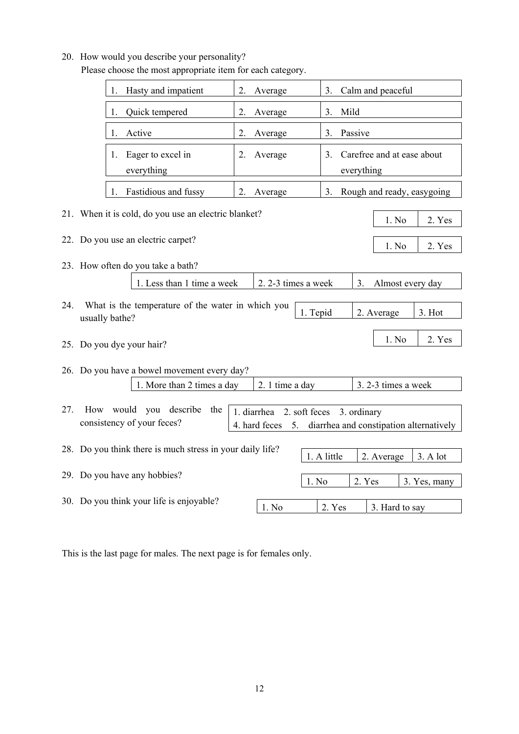20. How would you describe your personality?
    Please choose the most appropriate item for each category.

| | | |
|---|---|---|
| 1. Hasty and impatient | 2. Average | 3. Calm and peaceful |
| 1. Quick tempered | 2. Average | 3. Mild |
| 1. Active | 2. Average | 3. Passive |
| 1. Eager to excel in everything | 2. Average | 3. Carefree and at ease about everything |
| 1. Fastidious and fussy | 2. Average | 3. Rough and ready, easygoing |

21. When it is cold, do you use an electric blanket?

| | |
|---|---|
| 1. No | 2. Yes |

22. Do you use an electric carpet?

| | |
|---|---|
| 1. No | 2. Yes |

23. How often do you take a bath?

| | | |
|---|---|---|
| 1. Less than 1 time a week | 2. 2-3 times a week | 3. Almost every day |

24. What is the temperature of the water in which you usually bathe?

| | | |
|---|---|---|
| 1. Tepid | 2. Average | 3. Hot |

25. Do you dye your hair?

| | |
|---|---|
| 1. No | 2. Yes |

26. Do you have a bowel movement every day?

| | | |
|---|---|---|
| 1. More than 2 times a day | 2. 1 time a day | 3. 2-3 times a week |

27. How would you describe the consistency of your feces?

| |
|---|
| 1. diarrhea 2. soft feces 3. ordinary |
| 4. hard feces 5. diarrhea and constipation alternatively |

28. Do you think there is much stress in your daily life?

| | | |
|---|---|---|
| 1. A little | 2. Average | 3. A lot |

29. Do you have any hobbies?

| | | |
|---|---|---|
| 1. No | 2. Yes | 3. Yes, many |

30. Do you think your life is enjoyable?

| | | |
|---|---|---|
| 1. No | 2. Yes | 3. Hard to say |

This is the last page for males. The next page is for females only.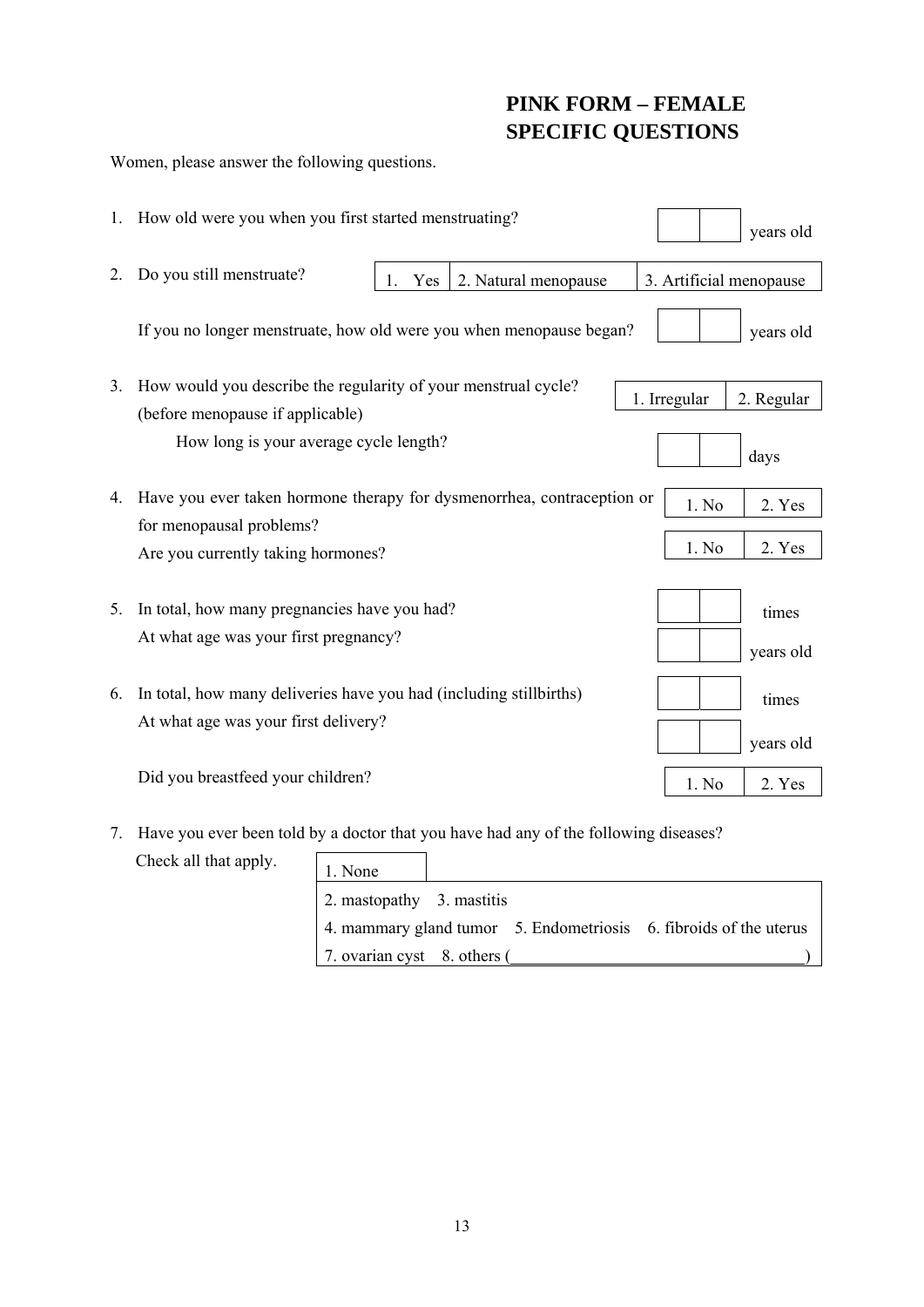# PINK FORM – FEMALE SPECIFIC QUESTIONS

Women, please answer the following questions.

1. How old were you when you first started menstruating? ☐☐ years old

2. Do you still menstruate?

| 1. Yes | 2. Natural menopause | 3. Artificial menopause |
|---|---|---|

   If you no longer menstruate, how old were you when menopause began? ☐☐ years old

3. How would you describe the regularity of your menstrual cycle? (before menopause if applicable)

| 1. Irregular | 2. Regular |
|---|---|

   How long is your average cycle length? ☐☐ days

4. Have you ever taken hormone therapy for dysmenorrhea, contraception or for menopausal problems?

| 1. No | 2. Yes |
|---|---|

   Are you currently taking hormones?

| 1. No | 2. Yes |
|---|---|

5. In total, how many pregnancies have you had? ☐☐ times

   At what age was your first pregnancy? ☐☐ years old

6. In total, how many deliveries have you had (including stillbirths) ☐☐ times

   At what age was your first delivery? ☐☐ years old

   Did you breastfeed your children?

| 1. No | 2. Yes |
|---|---|

7. Have you ever been told by a doctor that you have had any of the following diseases?

   Check all that apply.

   1. None
   2. mastopathy 3. mastitis
   4. mammary gland tumor 5. Endometriosis 6. fibroids of the uterus
   7. ovarian cyst 8. others (__________________________________)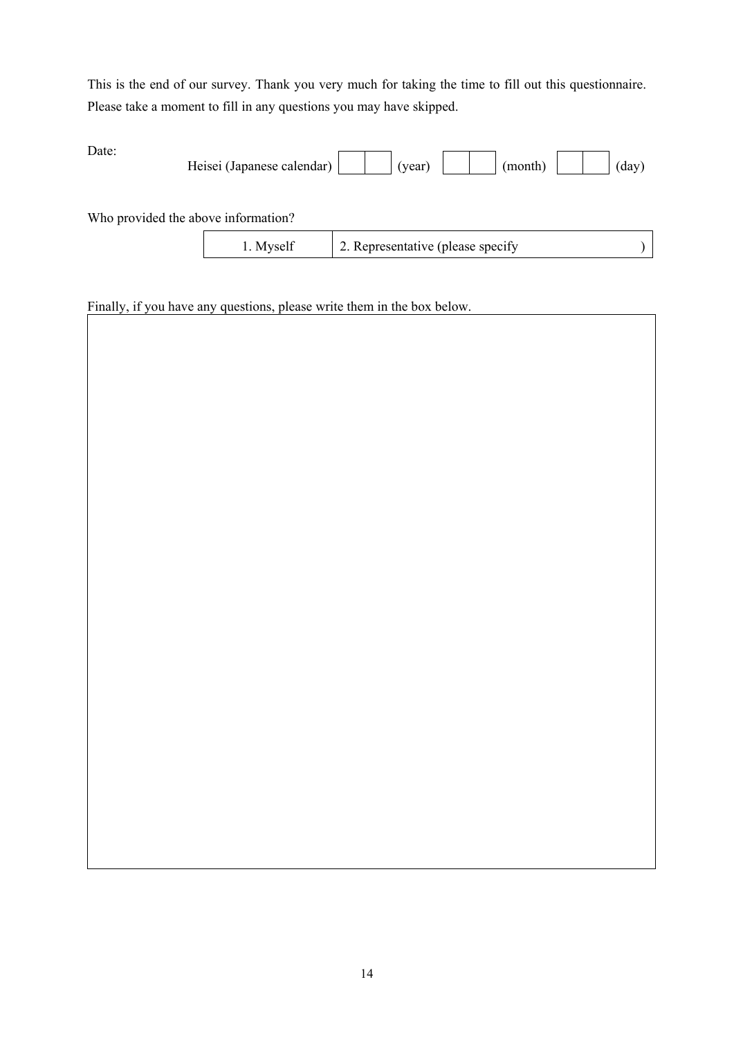This is the end of our survey. Thank you very much for taking the time to fill out this questionnaire. Please take a moment to fill in any questions you may have skipped.

Date:

Heisei (Japanese calendar) |  |  | (year) |  |  | (month) |  |  | (day)

Who provided the above information?

| | |
|---|---|
| 1. Myself | 2. Representative (please specify ) |

Finally, if you have any questions, please write them in the box below.

| |
|---|
| |